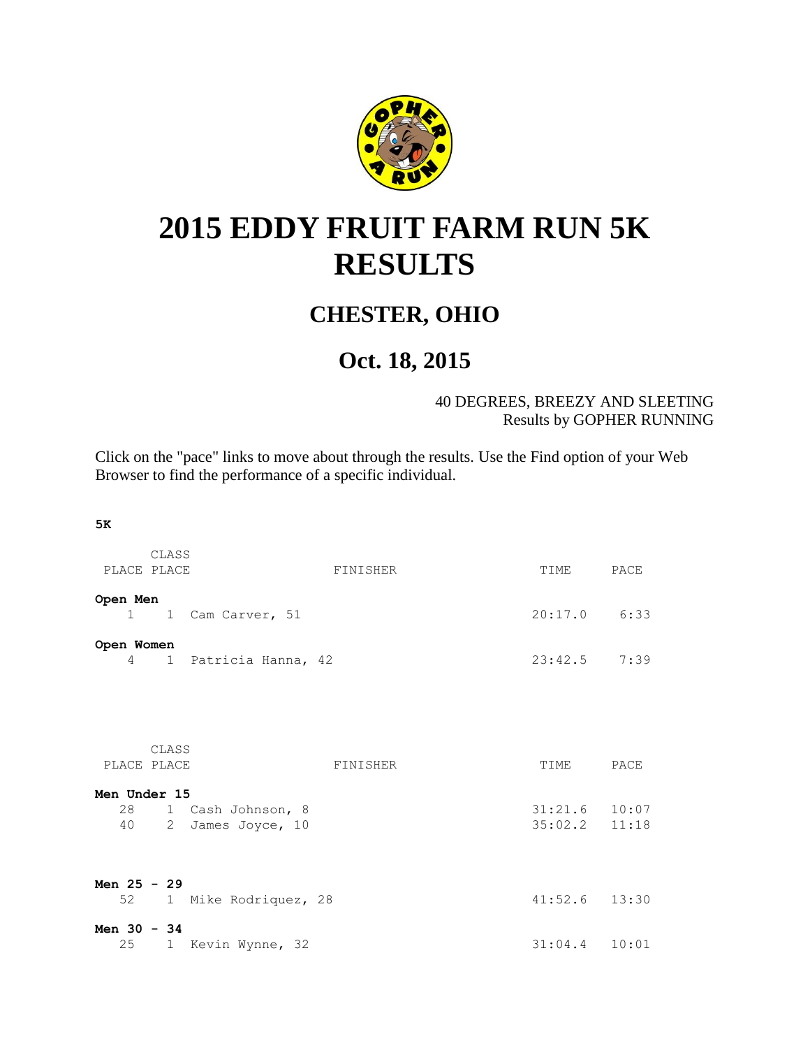# 2015 EDDY FRUIT FARM RUN 5K RESULTS

## CHESTER, OHIO

## Oct. 18, 2015

40 DEGREES, BREEZY AND SLEETING
Results by GOPHER RUNNING

Click on the "pace" links to move about through the results. Use the Find option of your Web Browser to find the performance of a specific individual.

**5K**

| PLACE | CLASS PLACE | FINISHER | TIME | PACE |
|---|---|---|---|---|
| **Open Men** | | | | |
| 1 | 1 | Cam Carver, 51 | 20:17.0 | 6:33 |
| **Open Women** | | | | |
| 4 | 1 | Patricia Hanna, 42 | 23:42.5 | 7:39 |

| PLACE | CLASS PLACE | FINISHER | TIME | PACE |
|---|---|---|---|---|
| **Men Under 15** | | | | |
| 28 | 1 | Cash Johnson, 8 | 31:21.6 | 10:07 |
| 40 | 2 | James Joyce, 10 | 35:02.2 | 11:18 |
| **Men 25 - 29** | | | | |
| 52 | 1 | Mike Rodriquez, 28 | 41:52.6 | 13:30 |
| **Men 30 - 34** | | | | |
| 25 | 1 | Kevin Wynne, 32 | 31:04.4 | 10:01 |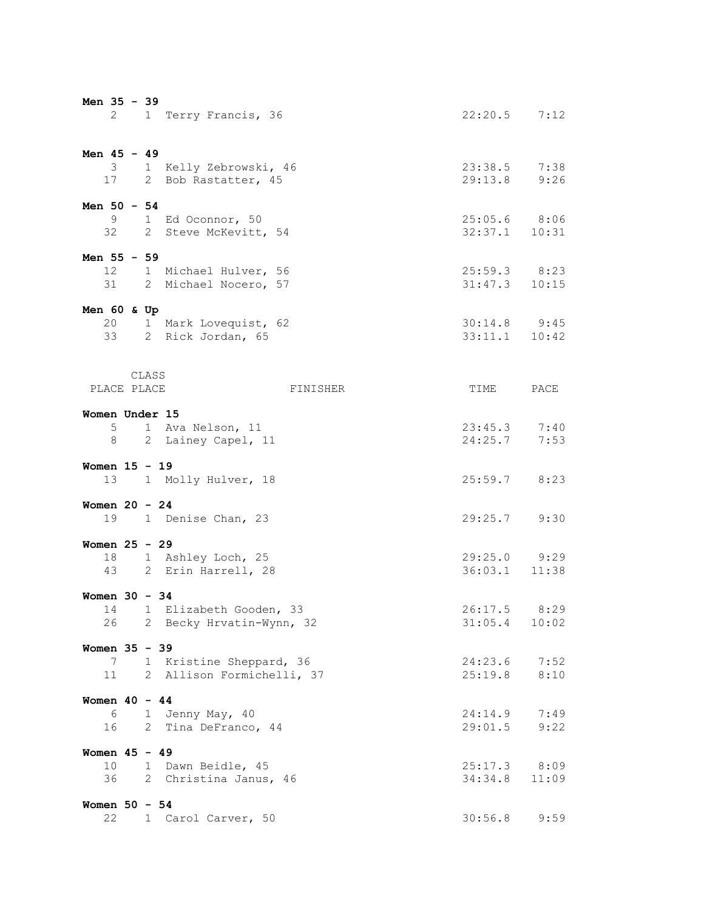**Men 35 - 39**

| PLACE | CLASS PLACE | FINISHER | TIME | PACE |
|---|---|---|---|---|
| 2 | 1 | Terry Francis, 36 | 22:20.5 | 7:12 |

**Men 45 - 49**

| PLACE | CLASS PLACE | FINISHER | TIME | PACE |
|---|---|---|---|---|
| 3 | 1 | Kelly Zebrowski, 46 | 23:38.5 | 7:38 |
| 17 | 2 | Bob Rastatter, 45 | 29:13.8 | 9:26 |

**Men 50 - 54**

| PLACE | CLASS PLACE | FINISHER | TIME | PACE |
|---|---|---|---|---|
| 9 | 1 | Ed Oconnor, 50 | 25:05.6 | 8:06 |
| 32 | 2 | Steve McKevitt, 54 | 32:37.1 | 10:31 |

**Men 55 - 59**

| PLACE | CLASS PLACE | FINISHER | TIME | PACE |
|---|---|---|---|---|
| 12 | 1 | Michael Hulver, 56 | 25:59.3 | 8:23 |
| 31 | 2 | Michael Nocero, 57 | 31:47.3 | 10:15 |

**Men 60 & Up**

| PLACE | CLASS PLACE | FINISHER | TIME | PACE |
|---|---|---|---|---|
| 20 | 1 | Mark Lovequist, 62 | 30:14.8 | 9:45 |
| 33 | 2 | Rick Jordan, 65 | 33:11.1 | 10:42 |

**Women Under 15**

| PLACE | CLASS PLACE | FINISHER | TIME | PACE |
|---|---|---|---|---|
| 5 | 1 | Ava Nelson, 11 | 23:45.3 | 7:40 |
| 8 | 2 | Lainey Capel, 11 | 24:25.7 | 7:53 |

**Women 15 - 19**

| PLACE | CLASS PLACE | FINISHER | TIME | PACE |
|---|---|---|---|---|
| 13 | 1 | Molly Hulver, 18 | 25:59.7 | 8:23 |

**Women 20 - 24**

| PLACE | CLASS PLACE | FINISHER | TIME | PACE |
|---|---|---|---|---|
| 19 | 1 | Denise Chan, 23 | 29:25.7 | 9:30 |

**Women 25 - 29**

| PLACE | CLASS PLACE | FINISHER | TIME | PACE |
|---|---|---|---|---|
| 18 | 1 | Ashley Loch, 25 | 29:25.0 | 9:29 |
| 43 | 2 | Erin Harrell, 28 | 36:03.1 | 11:38 |

**Women 30 - 34**

| PLACE | CLASS PLACE | FINISHER | TIME | PACE |
|---|---|---|---|---|
| 14 | 1 | Elizabeth Gooden, 33 | 26:17.5 | 8:29 |
| 26 | 2 | Becky Hrvatin-Wynn, 32 | 31:05.4 | 10:02 |

**Women 35 - 39**

| PLACE | CLASS PLACE | FINISHER | TIME | PACE |
|---|---|---|---|---|
| 7 | 1 | Kristine Sheppard, 36 | 24:23.6 | 7:52 |
| 11 | 2 | Allison Formichelli, 37 | 25:19.8 | 8:10 |

**Women 40 - 44**

| PLACE | CLASS PLACE | FINISHER | TIME | PACE |
|---|---|---|---|---|
| 6 | 1 | Jenny May, 40 | 24:14.9 | 7:49 |
| 16 | 2 | Tina DeFranco, 44 | 29:01.5 | 9:22 |

**Women 45 - 49**

| PLACE | CLASS PLACE | FINISHER | TIME | PACE |
|---|---|---|---|---|
| 10 | 1 | Dawn Beidle, 45 | 25:17.3 | 8:09 |
| 36 | 2 | Christina Janus, 46 | 34:34.8 | 11:09 |

**Women 50 - 54**

| PLACE | CLASS PLACE | FINISHER | TIME | PACE |
|---|---|---|---|---|
| 22 | 1 | Carol Carver, 50 | 30:56.8 | 9:59 |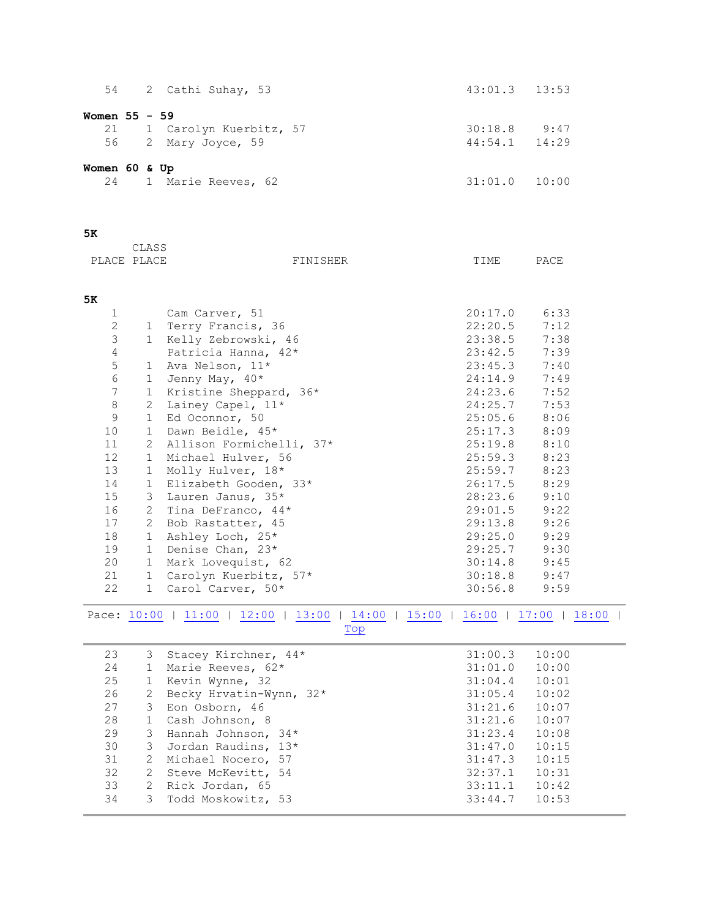| | | | | |
|---|---|---|---|---|
| 54 | 2 | Cathi Suhay, 53 | 43:01.3 | 13:53 |

**Women 55 - 59**

| | | | | |
|---|---|---|---|---|
| 21 | 1 | Carolyn Kuerbitz, 57 | 30:18.8 | 9:47 |
| 56 | 2 | Mary Joyce, 59 | 44:54.1 | 14:29 |

**Women 60 & Up**

| | | | | |
|---|---|---|---|---|
| 24 | 1 | Marie Reeves, 62 | 31:01.0 | 10:00 |

**5K**

**5K**

| PLACE | CLASS PLACE | FINISHER | TIME | PACE |
|---|---|---|---|---|
| 1 | | Cam Carver, 51 | 20:17.0 | 6:33 |
| 2 | 1 | Terry Francis, 36 | 22:20.5 | 7:12 |
| 3 | 1 | Kelly Zebrowski, 46 | 23:38.5 | 7:38 |
| 4 | | Patricia Hanna, 42* | 23:42.5 | 7:39 |
| 5 | 1 | Ava Nelson, 11* | 23:45.3 | 7:40 |
| 6 | 1 | Jenny May, 40* | 24:14.9 | 7:49 |
| 7 | 1 | Kristine Sheppard, 36* | 24:23.6 | 7:52 |
| 8 | 2 | Lainey Capel, 11* | 24:25.7 | 7:53 |
| 9 | 1 | Ed Oconnor, 50 | 25:05.6 | 8:06 |
| 10 | 1 | Dawn Beidle, 45* | 25:17.3 | 8:09 |
| 11 | 2 | Allison Formichelli, 37* | 25:19.8 | 8:10 |
| 12 | 1 | Michael Hulver, 56 | 25:59.3 | 8:23 |
| 13 | 1 | Molly Hulver, 18* | 25:59.7 | 8:23 |
| 14 | 1 | Elizabeth Gooden, 33* | 26:17.5 | 8:29 |
| 15 | 3 | Lauren Janus, 35* | 28:23.6 | 9:10 |
| 16 | 2 | Tina DeFranco, 44* | 29:01.5 | 9:22 |
| 17 | 2 | Bob Rastatter, 45 | 29:13.8 | 9:26 |
| 18 | 1 | Ashley Loch, 25* | 29:25.0 | 9:29 |
| 19 | 1 | Denise Chan, 23* | 29:25.7 | 9:30 |
| 20 | 1 | Mark Lovequist, 62 | 30:14.8 | 9:45 |
| 21 | 1 | Carolyn Kuerbitz, 57* | 30:18.8 | 9:47 |
| 22 | 1 | Carol Carver, 50* | 30:56.8 | 9:59 |

Pace: 10:00 | 11:00 | 12:00 | 13:00 | 14:00 | 15:00 | 16:00 | 17:00 | 18:00 | Top

| | | | | |
|---|---|---|---|---|
| 23 | 3 | Stacey Kirchner, 44* | 31:00.3 | 10:00 |
| 24 | 1 | Marie Reeves, 62* | 31:01.0 | 10:00 |
| 25 | 1 | Kevin Wynne, 32 | 31:04.4 | 10:01 |
| 26 | 2 | Becky Hrvatin-Wynn, 32* | 31:05.4 | 10:02 |
| 27 | 3 | Eon Osborn, 46 | 31:21.6 | 10:07 |
| 28 | 1 | Cash Johnson, 8 | 31:21.6 | 10:07 |
| 29 | 3 | Hannah Johnson, 34* | 31:23.4 | 10:08 |
| 30 | 3 | Jordan Raudins, 13* | 31:47.0 | 10:15 |
| 31 | 2 | Michael Nocero, 57 | 31:47.3 | 10:15 |
| 32 | 2 | Steve McKevitt, 54 | 32:37.1 | 10:31 |
| 33 | 2 | Rick Jordan, 65 | 33:11.1 | 10:42 |
| 34 | 3 | Todd Moskowitz, 53 | 33:44.7 | 10:53 |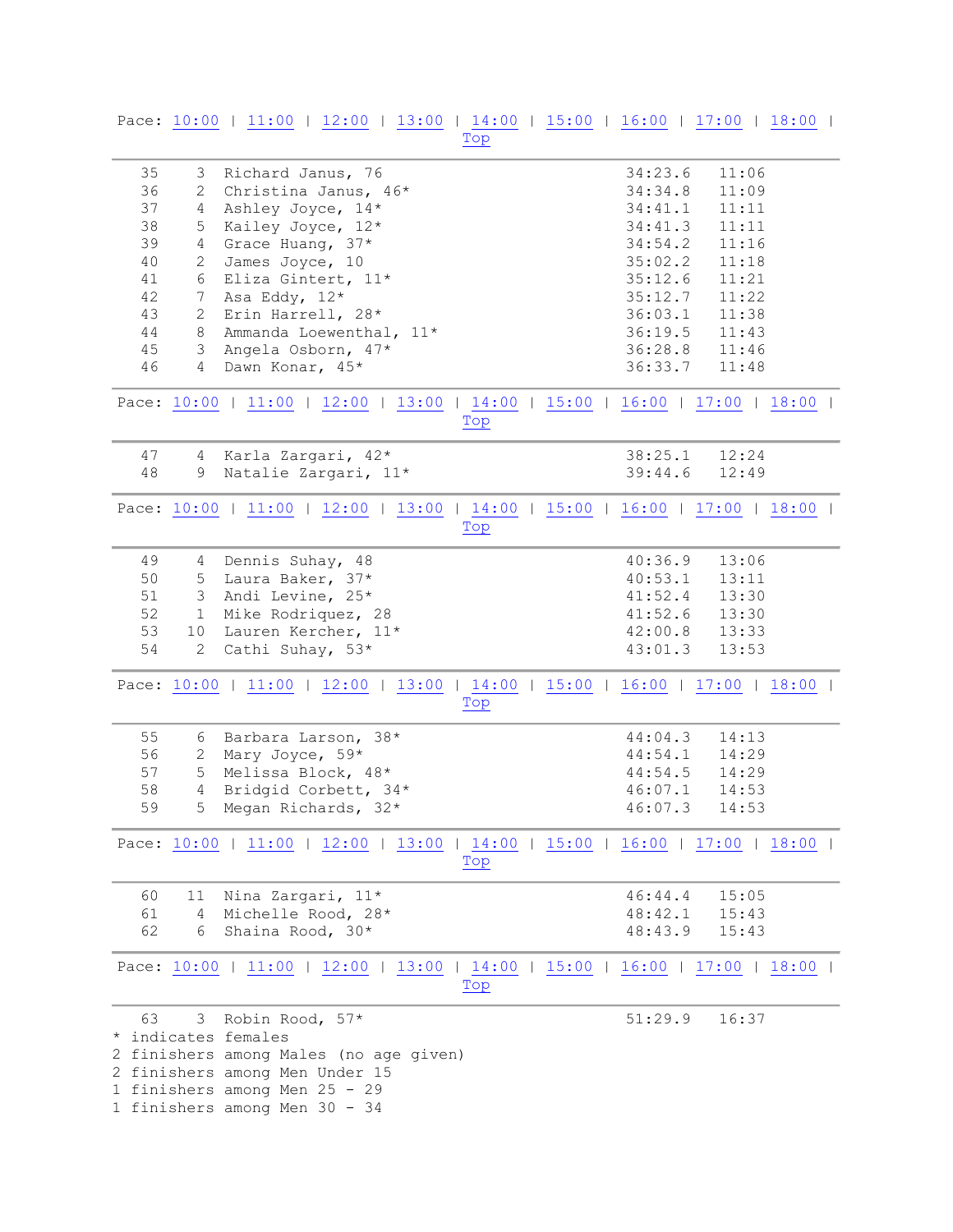Pace: 10:00 | 11:00 | 12:00 | 13:00 | 14:00 | 15:00 | 16:00 | 17:00 | 18:00 | Top

| | | | | |
|---|---|---|---|---|
| 35 | 3 | Richard Janus, 76 | 34:23.6 | 11:06 |
| 36 | 2 | Christina Janus, 46* | 34:34.8 | 11:09 |
| 37 | 4 | Ashley Joyce, 14* | 34:41.1 | 11:11 |
| 38 | 5 | Kailey Joyce, 12* | 34:41.3 | 11:11 |
| 39 | 4 | Grace Huang, 37* | 34:54.2 | 11:16 |
| 40 | 2 | James Joyce, 10 | 35:02.2 | 11:18 |
| 41 | 6 | Eliza Gintert, 11* | 35:12.6 | 11:21 |
| 42 | 7 | Asa Eddy, 12* | 35:12.7 | 11:22 |
| 43 | 2 | Erin Harrell, 28* | 36:03.1 | 11:38 |
| 44 | 8 | Ammanda Loewenthal, 11* | 36:19.5 | 11:43 |
| 45 | 3 | Angela Osborn, 47* | 36:28.8 | 11:46 |
| 46 | 4 | Dawn Konar, 45* | 36:33.7 | 11:48 |

Pace: 10:00 | 11:00 | 12:00 | 13:00 | 14:00 | 15:00 | 16:00 | 17:00 | 18:00 | Top

| | | | | |
|---|---|---|---|---|
| 47 | 4 | Karla Zargari, 42* | 38:25.1 | 12:24 |
| 48 | 9 | Natalie Zargari, 11* | 39:44.6 | 12:49 |

Pace: 10:00 | 11:00 | 12:00 | 13:00 | 14:00 | 15:00 | 16:00 | 17:00 | 18:00 | Top

| | | | | |
|---|---|---|---|---|
| 49 | 4 | Dennis Suhay, 48 | 40:36.9 | 13:06 |
| 50 | 5 | Laura Baker, 37* | 40:53.1 | 13:11 |
| 51 | 3 | Andi Levine, 25* | 41:52.4 | 13:30 |
| 52 | 1 | Mike Rodriquez, 28 | 41:52.6 | 13:30 |
| 53 | 10 | Lauren Kercher, 11* | 42:00.8 | 13:33 |
| 54 | 2 | Cathi Suhay, 53* | 43:01.3 | 13:53 |

Pace: 10:00 | 11:00 | 12:00 | 13:00 | 14:00 | 15:00 | 16:00 | 17:00 | 18:00 | Top

| | | | | |
|---|---|---|---|---|
| 55 | 6 | Barbara Larson, 38* | 44:04.3 | 14:13 |
| 56 | 2 | Mary Joyce, 59* | 44:54.1 | 14:29 |
| 57 | 5 | Melissa Block, 48* | 44:54.5 | 14:29 |
| 58 | 4 | Bridgid Corbett, 34* | 46:07.1 | 14:53 |
| 59 | 5 | Megan Richards, 32* | 46:07.3 | 14:53 |

Pace: 10:00 | 11:00 | 12:00 | 13:00 | 14:00 | 15:00 | 16:00 | 17:00 | 18:00 | Top

| | | | | |
|---|---|---|---|---|
| 60 | 11 | Nina Zargari, 11* | 46:44.4 | 15:05 |
| 61 | 4 | Michelle Rood, 28* | 48:42.1 | 15:43 |
| 62 | 6 | Shaina Rood, 30* | 48:43.9 | 15:43 |

Pace: 10:00 | 11:00 | 12:00 | 13:00 | 14:00 | 15:00 | 16:00 | 17:00 | 18:00 | Top

| | | | | |
|---|---|---|---|---|
| 63 | 3 | Robin Rood, 57* | 51:29.9 | 16:37 |

* indicates females
2 finishers among Males (no age given)
2 finishers among Men Under 15
1 finishers among Men 25 - 29
1 finishers among Men 30 - 34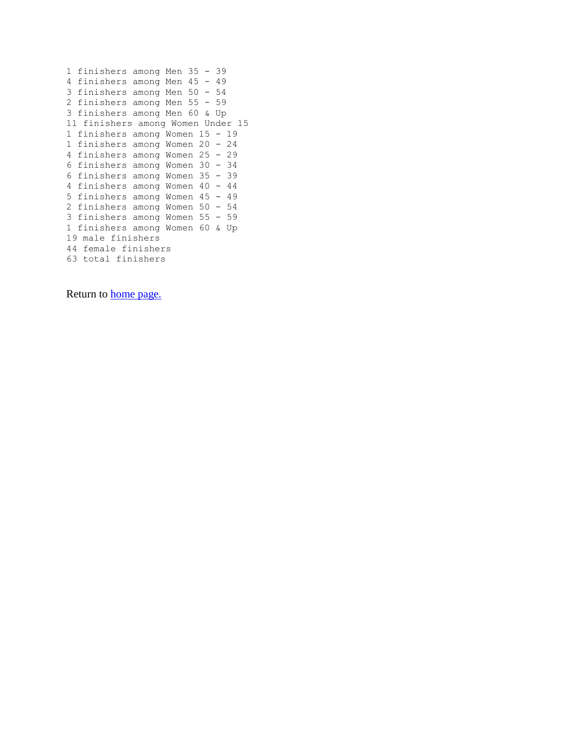```
1 finishers among Men 35 - 39
4 finishers among Men 45 - 49
3 finishers among Men 50 - 54
2 finishers among Men 55 - 59
3 finishers among Men 60 & Up
11 finishers among Women Under 15
1 finishers among Women 15 - 19
1 finishers among Women 20 - 24
4 finishers among Women 25 - 29
6 finishers among Women 30 - 34
6 finishers among Women 35 - 39
4 finishers among Women 40 - 44
5 finishers among Women 45 - 49
2 finishers among Women 50 - 54
3 finishers among Women 55 - 59
1 finishers among Women 60 & Up
19 male finishers
44 female finishers
63 total finishers
```

Return to [home page.]()